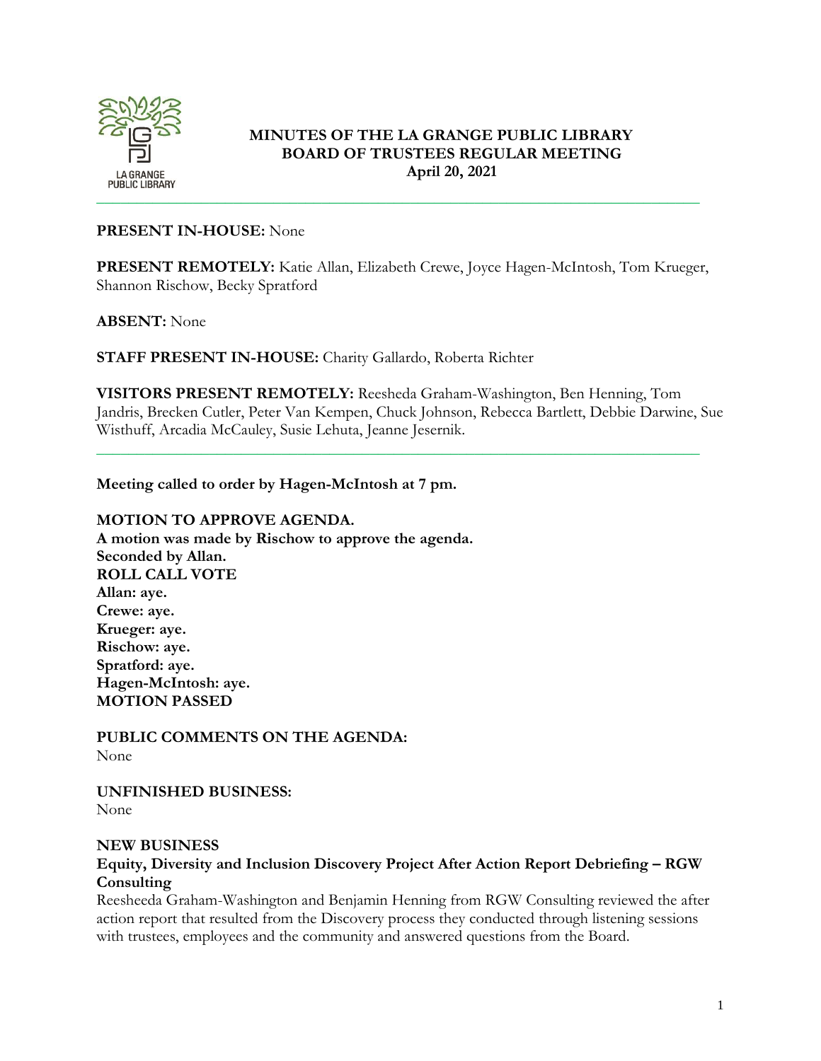# MINUTES OF THE LA GRANGE PUBLIC LIBRARY BOARD OF TRUSTEES REGULAR MEETING
## April 20, 2021

---

**PRESENT IN-HOUSE:** None

**PRESENT REMOTELY:** Katie Allan, Elizabeth Crewe, Joyce Hagen-McIntosh, Tom Krueger, Shannon Rischow, Becky Spratford

**ABSENT:** None

**STAFF PRESENT IN-HOUSE:** Charity Gallardo, Roberta Richter

**VISITORS PRESENT REMOTELY:** Reesheda Graham-Washington, Ben Henning, Tom Jandris, Brecken Cutler, Peter Van Kempen, Chuck Johnson, Rebecca Bartlett, Debbie Darwine, Sue Wisthuff, Arcadia McCauley, Susie Lehuta, Jeanne Jesernik.

---

**Meeting called to order by Hagen-McIntosh at 7 pm.**

**MOTION TO APPROVE AGENDA.**
**A motion was made by Rischow to approve the agenda.**
**Seconded by Allan.**
**ROLL CALL VOTE**
**Allan: aye.**
**Crewe: aye.**
**Krueger: aye.**
**Rischow: aye.**
**Spratford: aye.**
**Hagen-McIntosh: aye.**
**MOTION PASSED**

**PUBLIC COMMENTS ON THE AGENDA:**
None

**UNFINISHED BUSINESS:**
None

**NEW BUSINESS**
**Equity, Diversity and Inclusion Discovery Project After Action Report Debriefing – RGW Consulting**
Reesheeda Graham-Washington and Benjamin Henning from RGW Consulting reviewed the after action report that resulted from the Discovery process they conducted through listening sessions with trustees, employees and the community and answered questions from the Board.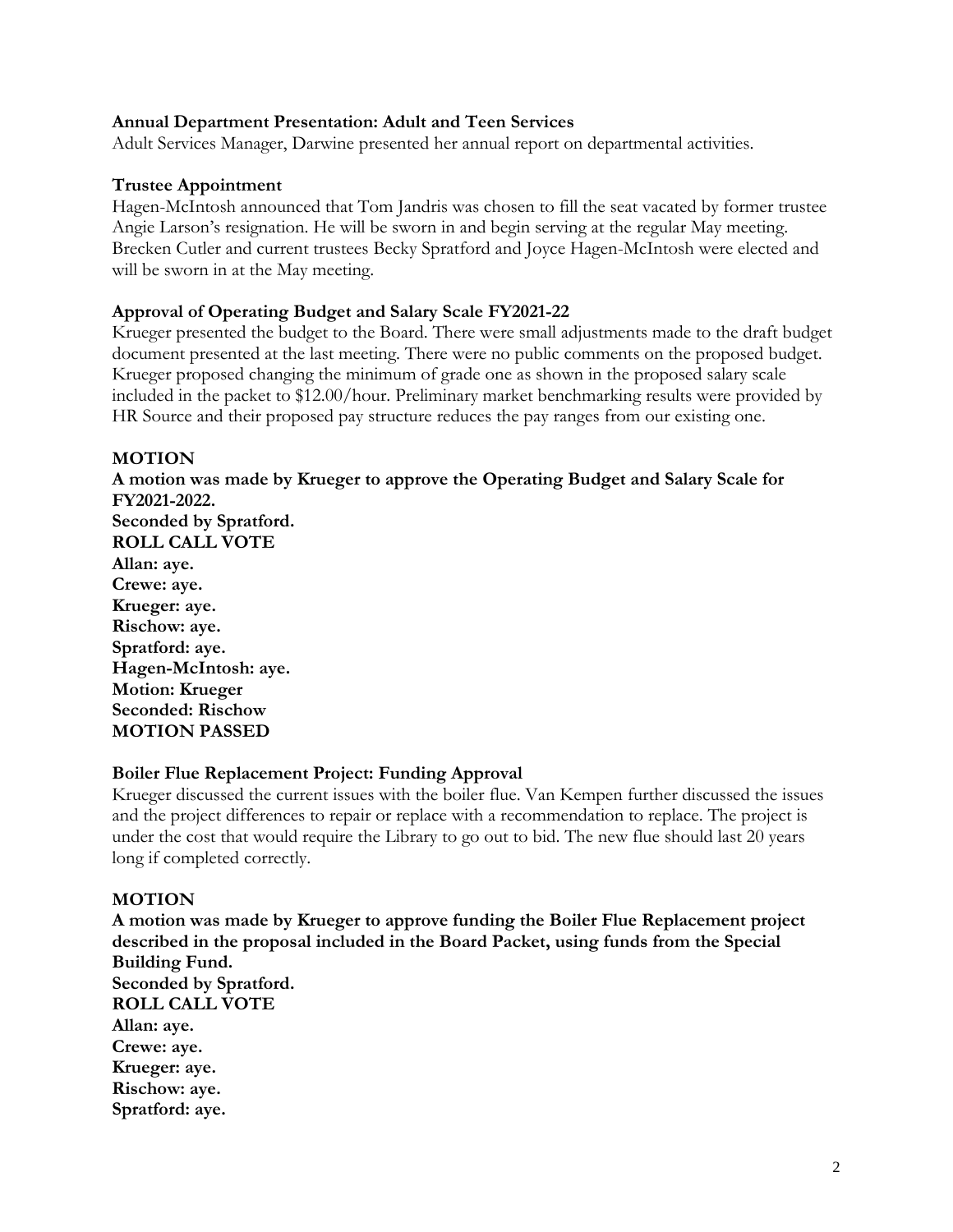**Annual Department Presentation: Adult and Teen Services**

Adult Services Manager, Darwine presented her annual report on departmental activities.

**Trustee Appointment**

Hagen-McIntosh announced that Tom Jandris was chosen to fill the seat vacated by former trustee Angie Larson's resignation. He will be sworn in and begin serving at the regular May meeting. Brecken Cutler and current trustees Becky Spratford and Joyce Hagen-McIntosh were elected and will be sworn in at the May meeting.

**Approval of Operating Budget and Salary Scale FY2021-22**

Krueger presented the budget to the Board. There were small adjustments made to the draft budget document presented at the last meeting. There were no public comments on the proposed budget. Krueger proposed changing the minimum of grade one as shown in the proposed salary scale included in the packet to $12.00/hour. Preliminary market benchmarking results were provided by HR Source and their proposed pay structure reduces the pay ranges from our existing one.

**MOTION**

**A motion was made by Krueger to approve the Operating Budget and Salary Scale for FY2021-2022.**
**Seconded by Spratford.**
**ROLL CALL VOTE**
**Allan: aye.**
**Crewe: aye.**
**Krueger: aye.**
**Rischow: aye.**
**Spratford: aye.**
**Hagen-McIntosh: aye.**
**Motion: Krueger**
**Seconded: Rischow**
**MOTION PASSED**

**Boiler Flue Replacement Project: Funding Approval**

Krueger discussed the current issues with the boiler flue. Van Kempen further discussed the issues and the project differences to repair or replace with a recommendation to replace. The project is under the cost that would require the Library to go out to bid. The new flue should last 20 years long if completed correctly.

**MOTION**

**A motion was made by Krueger to approve funding the Boiler Flue Replacement project described in the proposal included in the Board Packet, using funds from the Special Building Fund.**
**Seconded by Spratford.**
**ROLL CALL VOTE**
**Allan: aye.**
**Crewe: aye.**
**Krueger: aye.**
**Rischow: aye.**
**Spratford: aye.**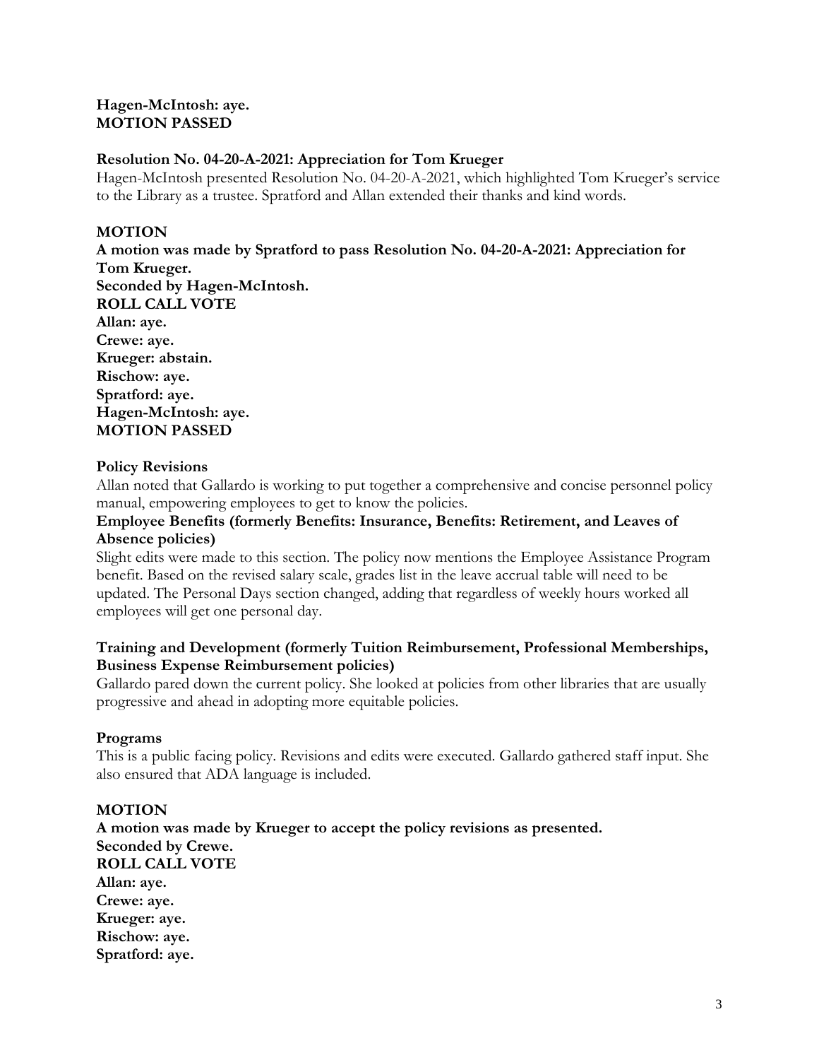**Hagen-McIntosh: aye.**
**MOTION PASSED**

**Resolution No. 04-20-A-2021: Appreciation for Tom Krueger**

Hagen-McIntosh presented Resolution No. 04-20-A-2021, which highlighted Tom Krueger's service to the Library as a trustee. Spratford and Allan extended their thanks and kind words.

**MOTION**

**A motion was made by Spratford to pass Resolution No. 04-20-A-2021: Appreciation for Tom Krueger.**
**Seconded by Hagen-McIntosh.**
**ROLL CALL VOTE**
**Allan: aye.**
**Crewe: aye.**
**Krueger: abstain.**
**Rischow: aye.**
**Spratford: aye.**
**Hagen-McIntosh: aye.**
**MOTION PASSED**

**Policy Revisions**

Allan noted that Gallardo is working to put together a comprehensive and concise personnel policy manual, empowering employees to get to know the policies.

**Employee Benefits (formerly Benefits: Insurance, Benefits: Retirement, and Leaves of Absence policies)**

Slight edits were made to this section. The policy now mentions the Employee Assistance Program benefit. Based on the revised salary scale, grades list in the leave accrual table will need to be updated. The Personal Days section changed, adding that regardless of weekly hours worked all employees will get one personal day.

**Training and Development (formerly Tuition Reimbursement, Professional Memberships, Business Expense Reimbursement policies)**

Gallardo pared down the current policy. She looked at policies from other libraries that are usually progressive and ahead in adopting more equitable policies.

**Programs**

This is a public facing policy. Revisions and edits were executed. Gallardo gathered staff input. She also ensured that ADA language is included.

**MOTION**

**A motion was made by Krueger to accept the policy revisions as presented.**
**Seconded by Crewe.**
**ROLL CALL VOTE**
**Allan: aye.**
**Crewe: aye.**
**Krueger: aye.**
**Rischow: aye.**
**Spratford: aye.**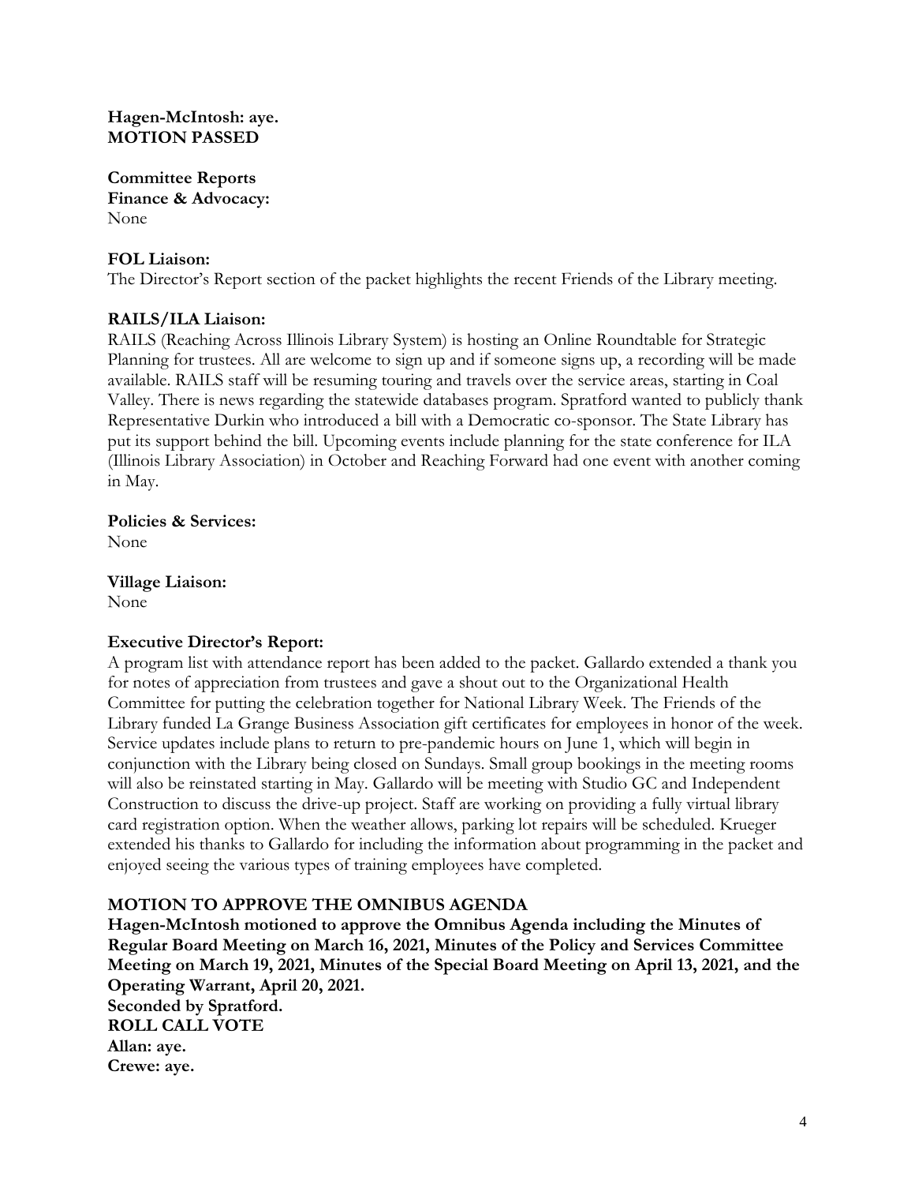**Hagen-McIntosh: aye.**
**MOTION PASSED**

**Committee Reports**
**Finance & Advocacy:**
None

**FOL Liaison:**
The Director's Report section of the packet highlights the recent Friends of the Library meeting.

**RAILS/ILA Liaison:**
RAILS (Reaching Across Illinois Library System) is hosting an Online Roundtable for Strategic Planning for trustees. All are welcome to sign up and if someone signs up, a recording will be made available. RAILS staff will be resuming touring and travels over the service areas, starting in Coal Valley. There is news regarding the statewide databases program. Spratford wanted to publicly thank Representative Durkin who introduced a bill with a Democratic co-sponsor. The State Library has put its support behind the bill. Upcoming events include planning for the state conference for ILA (Illinois Library Association) in October and Reaching Forward had one event with another coming in May.

**Policies & Services:**
None

**Village Liaison:**
None

**Executive Director's Report:**
A program list with attendance report has been added to the packet. Gallardo extended a thank you for notes of appreciation from trustees and gave a shout out to the Organizational Health Committee for putting the celebration together for National Library Week. The Friends of the Library funded La Grange Business Association gift certificates for employees in honor of the week. Service updates include plans to return to pre-pandemic hours on June 1, which will begin in conjunction with the Library being closed on Sundays. Small group bookings in the meeting rooms will also be reinstated starting in May. Gallardo will be meeting with Studio GC and Independent Construction to discuss the drive-up project. Staff are working on providing a fully virtual library card registration option. When the weather allows, parking lot repairs will be scheduled. Krueger extended his thanks to Gallardo for including the information about programming in the packet and enjoyed seeing the various types of training employees have completed.

**MOTION TO APPROVE THE OMNIBUS AGENDA**
**Hagen-McIntosh motioned to approve the Omnibus Agenda including the Minutes of Regular Board Meeting on March 16, 2021, Minutes of the Policy and Services Committee Meeting on March 19, 2021, Minutes of the Special Board Meeting on April 13, 2021, and the Operating Warrant, April 20, 2021.**
**Seconded by Spratford.**
**ROLL CALL VOTE**
**Allan: aye.**
**Crewe: aye.**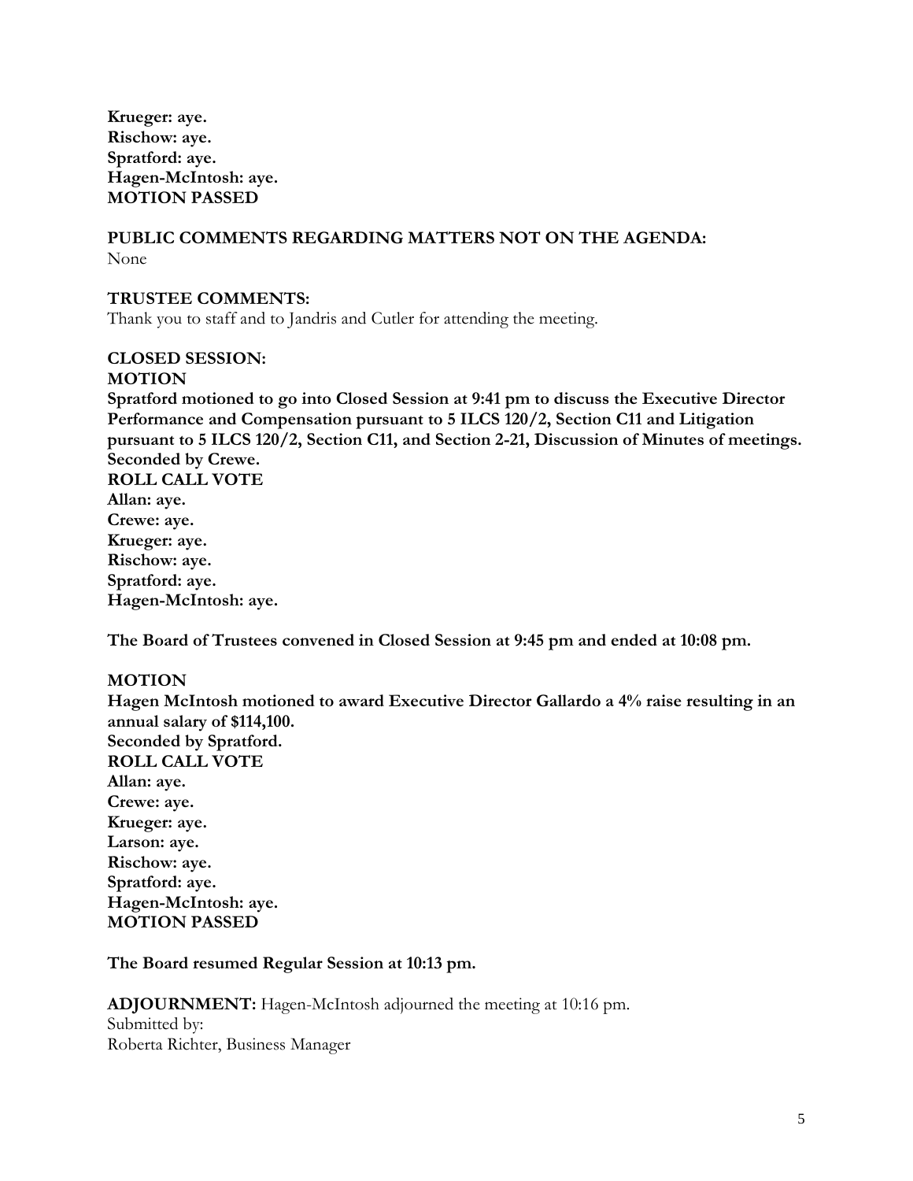**Krueger: aye.**
**Rischow: aye.**
**Spratford: aye.**
**Hagen-McIntosh: aye.**
**MOTION PASSED**

**PUBLIC COMMENTS REGARDING MATTERS NOT ON THE AGENDA:**
None

**TRUSTEE COMMENTS:**
Thank you to staff and to Jandris and Cutler for attending the meeting.

**CLOSED SESSION:**
**MOTION**
**Spratford motioned to go into Closed Session at 9:41 pm to discuss the Executive Director Performance and Compensation pursuant to 5 ILCS 120/2, Section C11 and Litigation pursuant to 5 ILCS 120/2, Section C11, and Section 2-21, Discussion of Minutes of meetings.**
**Seconded by Crewe.**
**ROLL CALL VOTE**
**Allan: aye.**
**Crewe: aye.**
**Krueger: aye.**
**Rischow: aye.**
**Spratford: aye.**
**Hagen-McIntosh: aye.**

**The Board of Trustees convened in Closed Session at 9:45 pm and ended at 10:08 pm.**

**MOTION**
**Hagen McIntosh motioned to award Executive Director Gallardo a 4% raise resulting in an annual salary of $114,100.**
**Seconded by Spratford.**
**ROLL CALL VOTE**
**Allan: aye.**
**Crewe: aye.**
**Krueger: aye.**
**Larson: aye.**
**Rischow: aye.**
**Spratford: aye.**
**Hagen-McIntosh: aye.**
**MOTION PASSED**

**The Board resumed Regular Session at 10:13 pm.**

**ADJOURNMENT:** Hagen-McIntosh adjourned the meeting at 10:16 pm.
Submitted by:
Roberta Richter, Business Manager